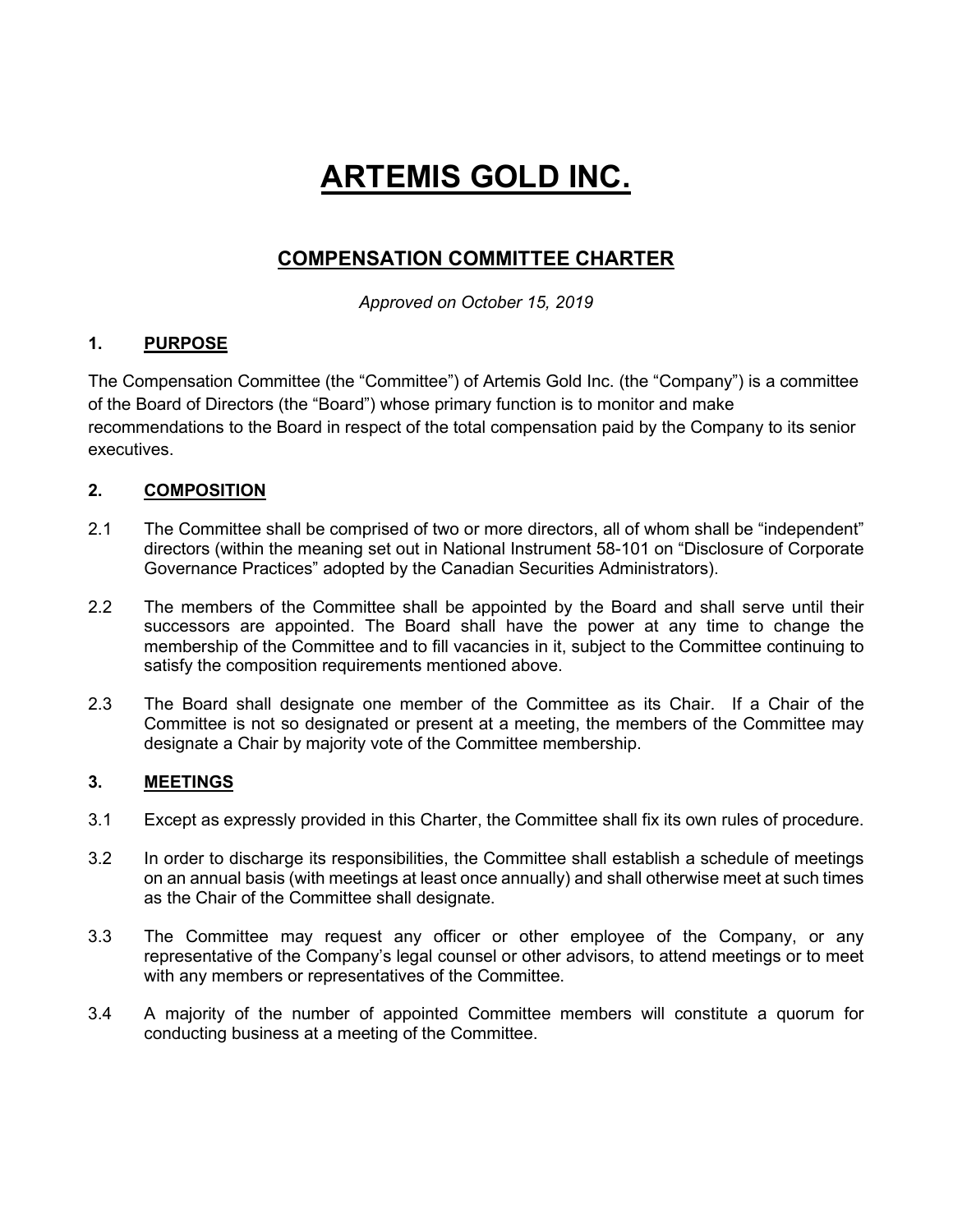# ARTEMIS GOLD INC.

## COMPENSATION COMMITTEE CHARTER

*Approved on October 15, 2019*

### 1. PURPOSE

The Compensation Committee (the "Committee") of Artemis Gold Inc. (the "Company") is a committee of the Board of Directors (the "Board") whose primary function is to monitor and make recommendations to the Board in respect of the total compensation paid by the Company to its senior executives.

### 2. COMPOSITION

2.1 The Committee shall be comprised of two or more directors, all of whom shall be "independent" directors (within the meaning set out in National Instrument 58-101 on "Disclosure of Corporate Governance Practices" adopted by the Canadian Securities Administrators).

2.2 The members of the Committee shall be appointed by the Board and shall serve until their successors are appointed. The Board shall have the power at any time to change the membership of the Committee and to fill vacancies in it, subject to the Committee continuing to satisfy the composition requirements mentioned above.

2.3 The Board shall designate one member of the Committee as its Chair. If a Chair of the Committee is not so designated or present at a meeting, the members of the Committee may designate a Chair by majority vote of the Committee membership.

### 3. MEETINGS

3.1 Except as expressly provided in this Charter, the Committee shall fix its own rules of procedure.

3.2 In order to discharge its responsibilities, the Committee shall establish a schedule of meetings on an annual basis (with meetings at least once annually) and shall otherwise meet at such times as the Chair of the Committee shall designate.

3.3 The Committee may request any officer or other employee of the Company, or any representative of the Company's legal counsel or other advisors, to attend meetings or to meet with any members or representatives of the Committee.

3.4 A majority of the number of appointed Committee members will constitute a quorum for conducting business at a meeting of the Committee.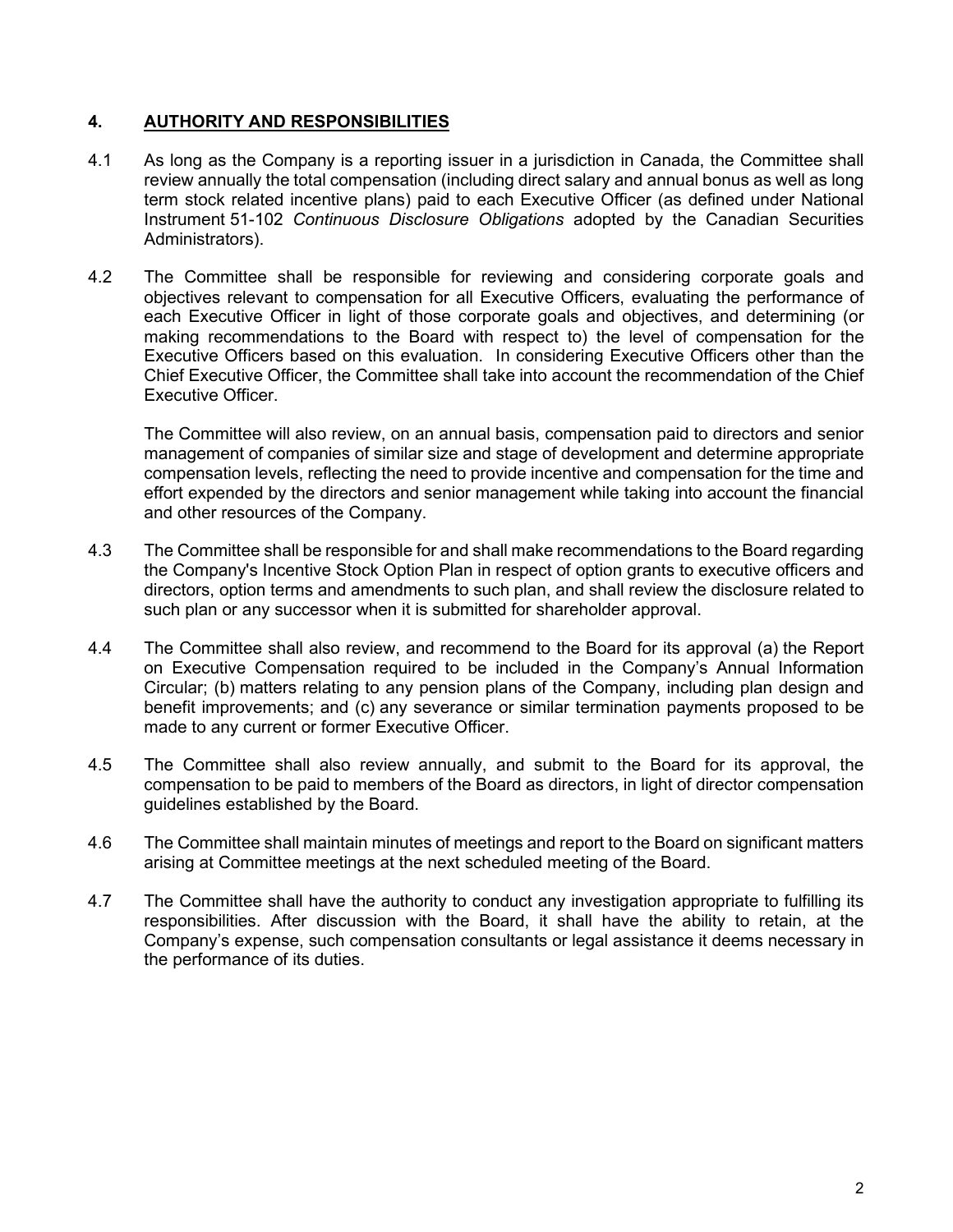## 4. **AUTHORITY AND RESPONSIBILITIES**

4.1 As long as the Company is a reporting issuer in a jurisdiction in Canada, the Committee shall review annually the total compensation (including direct salary and annual bonus as well as long term stock related incentive plans) paid to each Executive Officer (as defined under National Instrument 51-102 *Continuous Disclosure Obligations* adopted by the Canadian Securities Administrators).

4.2 The Committee shall be responsible for reviewing and considering corporate goals and objectives relevant to compensation for all Executive Officers, evaluating the performance of each Executive Officer in light of those corporate goals and objectives, and determining (or making recommendations to the Board with respect to) the level of compensation for the Executive Officers based on this evaluation. In considering Executive Officers other than the Chief Executive Officer, the Committee shall take into account the recommendation of the Chief Executive Officer.

The Committee will also review, on an annual basis, compensation paid to directors and senior management of companies of similar size and stage of development and determine appropriate compensation levels, reflecting the need to provide incentive and compensation for the time and effort expended by the directors and senior management while taking into account the financial and other resources of the Company.

4.3 The Committee shall be responsible for and shall make recommendations to the Board regarding the Company's Incentive Stock Option Plan in respect of option grants to executive officers and directors, option terms and amendments to such plan, and shall review the disclosure related to such plan or any successor when it is submitted for shareholder approval.

4.4 The Committee shall also review, and recommend to the Board for its approval (a) the Report on Executive Compensation required to be included in the Company's Annual Information Circular; (b) matters relating to any pension plans of the Company, including plan design and benefit improvements; and (c) any severance or similar termination payments proposed to be made to any current or former Executive Officer.

4.5 The Committee shall also review annually, and submit to the Board for its approval, the compensation to be paid to members of the Board as directors, in light of director compensation guidelines established by the Board.

4.6 The Committee shall maintain minutes of meetings and report to the Board on significant matters arising at Committee meetings at the next scheduled meeting of the Board.

4.7 The Committee shall have the authority to conduct any investigation appropriate to fulfilling its responsibilities. After discussion with the Board, it shall have the ability to retain, at the Company's expense, such compensation consultants or legal assistance it deems necessary in the performance of its duties.